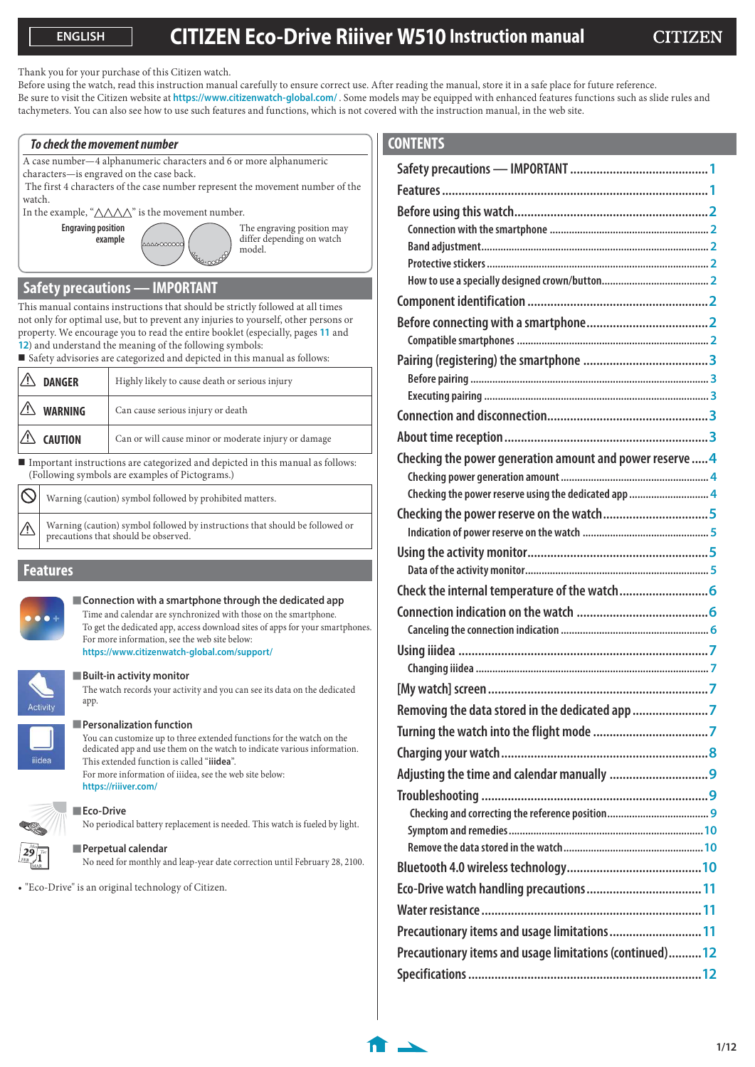ENGLISH

# CITIZEN Eco-Drive Riiiver W510 Instruction manual

CITIZEN

Thank you for your purchase of this Citizen watch.
Before using the watch, read this instruction manual carefully to ensure correct use. After reading the manual, store it in a safe place for future reference.
Be sure to visit the Citizen website at https://www.citizenwatch-global.com/ . Some models may be equipped with enhanced features functions such as slide rules and tachymeters. You can also see how to use such features and functions, which is not covered with the instruction manual, in the web site.

### *To check the movement number*

A case number—4 alphanumeric characters and 6 or more alphanumeric characters—is engraved on the case back.
The first 4 characters of the case number represent the movement number of the watch.
In the example, "△△△△" is the movement number.

**Engraving position example**

The engraving position may differ depending on watch model.

## Safety precautions — IMPORTANT

This manual contains instructions that should be strictly followed at all times not only for optimal use, but to prevent any injuries to yourself, other persons or property. We encourage you to read the entire booklet (especially, pages 11 and 12) and understand the meaning of the following symbols:

■ Safety advisories are categorized and depicted in this manual as follows:

| | |
|---|---|
| ⚠ **DANGER** | Highly likely to cause death or serious injury |
| ⚠ **WARNING** | Can cause serious injury or death |
| ⚠ **CAUTION** | Can or will cause minor or moderate injury or damage |

■ Important instructions are categorized and depicted in this manual as follows:
(Following symbols are examples of Pictograms.)

| | |
|---|---|
| ⃠ | Warning (caution) symbol followed by prohibited matters. |
| ⚠ | Warning (caution) symbol followed by instructions that should be followed or precautions that should be observed. |

## Features

**■Connection with a smartphone through the dedicated app**
Time and calendar are synchronized with those on the smartphone.
To get the dedicated app, access download sites of apps for your smartphones.
For more information, see the web site below:
https://www.citizenwatch-global.com/support/

**■Built-in activity monitor**
The watch records your activity and you can see its data on the dedicated app.

**■Personalization function**
You can customize up to three extended functions for the watch on the dedicated app and use them on the watch to indicate various information.
This extended function is called "**iiidea**".
For more information of iiidea, see the web site below:
https://riiiver.com/

**■Eco-Drive**
No periodical battery replacement is needed. This watch is fueled by light.

**■Perpetual calendar**
No need for monthly and leap-year date correction until February 28, 2100.

• "Eco-Drive" is an original technology of Citizen.

## CONTENTS

- Safety precautions — IMPORTANT ..... 1
- Features ..... 1
- Before using this watch ..... 2
  - Connection with the smartphone ..... 2
  - Band adjustment ..... 2
  - Protective stickers ..... 2
  - How to use a specially designed crown/button ..... 2
- Component identification ..... 2
- Before connecting with a smartphone ..... 2
  - Compatible smartphones ..... 2
- Pairing (registering) the smartphone ..... 3
  - Before pairing ..... 3
  - Executing pairing ..... 3
- Connection and disconnection ..... 3
- About time reception ..... 3
- Checking the power generation amount and power reserve ..... 4
  - Checking power generation amount ..... 4
  - Checking the power reserve using the dedicated app ..... 4
- Checking the power reserve on the watch ..... 5
  - Indication of power reserve on the watch ..... 5
- Using the activity monitor ..... 5
  - Data of the activity monitor ..... 5
- Check the internal temperature of the watch ..... 6
- Connection indication on the watch ..... 6
  - Canceling the connection indication ..... 6
- Using iiidea ..... 7
  - Changing iiidea ..... 7
- [My watch] screen ..... 7
- Removing the data stored in the dedicated app ..... 7
- Turning the watch into the flight mode ..... 7
- Charging your watch ..... 8
- Adjusting the time and calendar manually ..... 9
- Troubleshooting ..... 9
  - Checking and correcting the reference position ..... 9
  - Symptom and remedies ..... 10
  - Remove the data stored in the watch ..... 10
- Bluetooth 4.0 wireless technology ..... 10
- Eco-Drive watch handling precautions ..... 11
- Water resistance ..... 11
- Precautionary items and usage limitations ..... 11
- Precautionary items and usage limitations (continued) ..... 12
- Specifications ..... 12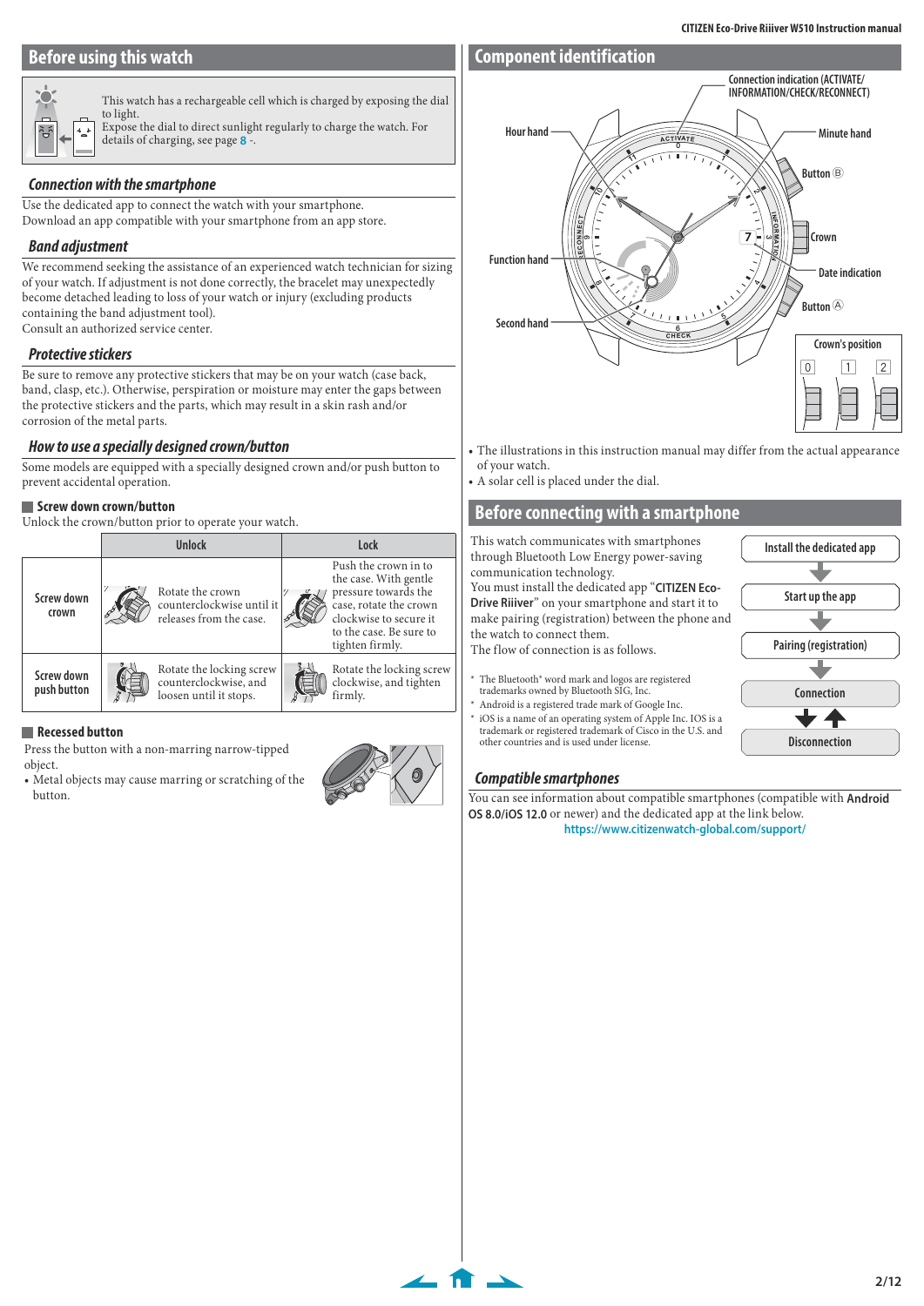## Before using this watch

This watch has a rechargeable cell which is charged by exposing the dial to light.
Expose the dial to direct sunlight regularly to charge the watch. For details of charging, see page 8 -.

### Connection with the smartphone

Use the dedicated app to connect the watch with your smartphone.
Download an app compatible with your smartphone from an app store.

### Band adjustment

We recommend seeking the assistance of an experienced watch technician for sizing of your watch. If adjustment is not done correctly, the bracelet may unexpectedly become detached leading to loss of your watch or injury (excluding products containing the band adjustment tool).
Consult an authorized service center.

### Protective stickers

Be sure to remove any protective stickers that may be on your watch (case back, band, clasp, etc.). Otherwise, perspiration or moisture may enter the gaps between the protective stickers and the parts, which may result in a skin rash and/or corrosion of the metal parts.

### How to use a specially designed crown/button

Some models are equipped with a specially designed crown and/or push button to prevent accidental operation.

#### Screw down crown/button

Unlock the crown/button prior to operate your watch.

| | Unlock | Lock |
|---|---|---|
| Screw down crown | Rotate the crown counterclockwise until it releases from the case. | Push the crown in to the case. With gentle pressure towards the case, rotate the crown clockwise to secure it to the case. Be sure to tighten firmly. |
| Screw down push button | Rotate the locking screw counterclockwise, and loosen until it stops. | Rotate the locking screw clockwise, and tighten firmly. |

#### Recessed button

Press the button with a non-marring narrow-tipped object.

- Metal objects may cause marring or scratching of the button.

## Component identification

Hour hand, Connection indication (ACTIVATE/ INFORMATION/CHECK/RECONNECT), Minute hand, Button Ⓑ, Crown, Date indication, Button Ⓐ, Function hand, Second hand

Crown's position: 0, 1, 2

- The illustrations in this instruction manual may differ from the actual appearance of your watch.
- A solar cell is placed under the dial.

## Before connecting with a smartphone

This watch communicates with smartphones through Bluetooth Low Energy power-saving communication technology.
You must install the dedicated app "CITIZEN Eco-Drive Riiiver" on your smartphone and start it to make pairing (registration) between the phone and the watch to connect them.
The flow of connection is as follows.

Install the dedicated app → Start up the app → Pairing (registration) → Connection ⇅ Disconnection

\* The Bluetooth® word mark and logos are registered trademarks owned by Bluetooth SIG, Inc.
\* Android is a registered trade mark of Google Inc.
\* iOS is a name of an operating system of Apple Inc. IOS is a trademark or registered trademark of Cisco in the U.S. and other countries and is used under license.

### Compatible smartphones

You can see information about compatible smartphones (compatible with **Android OS 8.0/iOS 12.0** or newer) and the dedicated app at the link below.
https://www.citizenwatch-global.com/support/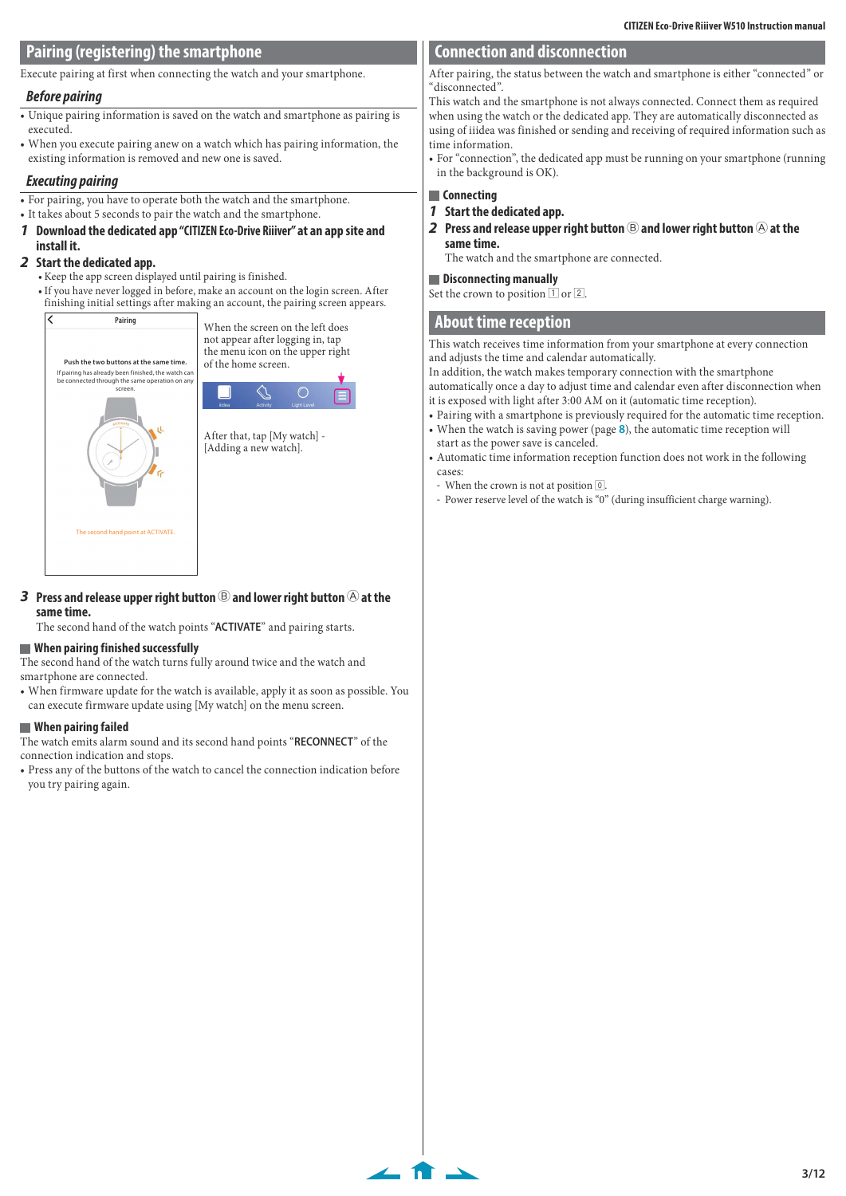## Pairing (registering) the smartphone

Execute pairing at first when connecting the watch and your smartphone.

### Before pairing

- Unique pairing information is saved on the watch and smartphone as pairing is executed.
- When you execute pairing anew on a watch which has pairing information, the existing information is removed and new one is saved.

### Executing pairing

- For pairing, you have to operate both the watch and the smartphone.
- It takes about 5 seconds to pair the watch and the smartphone.

**1 Download the dedicated app "CITIZEN Eco-Drive Riiiver" at an app site and install it.**

**2 Start the dedicated app.**

- Keep the app screen displayed until pairing is finished.
- If you have never logged in before, make an account on the login screen. After finishing initial settings after making an account, the pairing screen appears.

Pairing

Push the two buttons at the same time.

If pairing has already been finished, the watch can be connected through the same operation on any screen.

The second hand point at ACTIVATE.

When the screen on the left does not appear after logging in, tap the menu icon on the upper right of the home screen.

After that, tap [My watch] - [Adding a new watch].

**3 Press and release upper right button Ⓑ and lower right button Ⓐ at the same time.**

The second hand of the watch points "**ACTIVATE**" and pairing starts.

#### When pairing finished successfully

The second hand of the watch turns fully around twice and the watch and smartphone are connected.

- When firmware update for the watch is available, apply it as soon as possible. You can execute firmware update using [My watch] on the menu screen.

#### When pairing failed

The watch emits alarm sound and its second hand points "**RECONNECT**" of the connection indication and stops.

- Press any of the buttons of the watch to cancel the connection indication before you try pairing again.

## Connection and disconnection

After pairing, the status between the watch and smartphone is either "connected" or "disconnected".

This watch and the smartphone are not always connected. Connect them as required when using the watch or the dedicated app. They are automatically disconnected as using of iiidea was finished or sending and receiving of required information such as time information.

- For "connection", the dedicated app must be running on your smartphone (running in the background is OK).

#### Connecting

**1 Start the dedicated app.**

**2 Press and release upper right button Ⓑ and lower right button Ⓐ at the same time.**

The watch and the smartphone are connected.

#### Disconnecting manually

Set the crown to position 1 or 2.

## About time reception

This watch receives time information from your smartphone at every connection and adjusts the time and calendar automatically.

In addition, the watch makes temporary connection with the smartphone automatically once a day to adjust time and calendar even after disconnection when it is exposed with light after 3:00 AM on it (automatic time reception).

- Pairing with a smartphone is previously required for the automatic time reception.
- When the watch is saving power (page 8), the automatic time reception will start as the power save is canceled.
- Automatic time information reception function does not work in the following cases:
  - When the crown is not at position 0.
  - Power reserve level of the watch is "0" (during insufficient charge warning).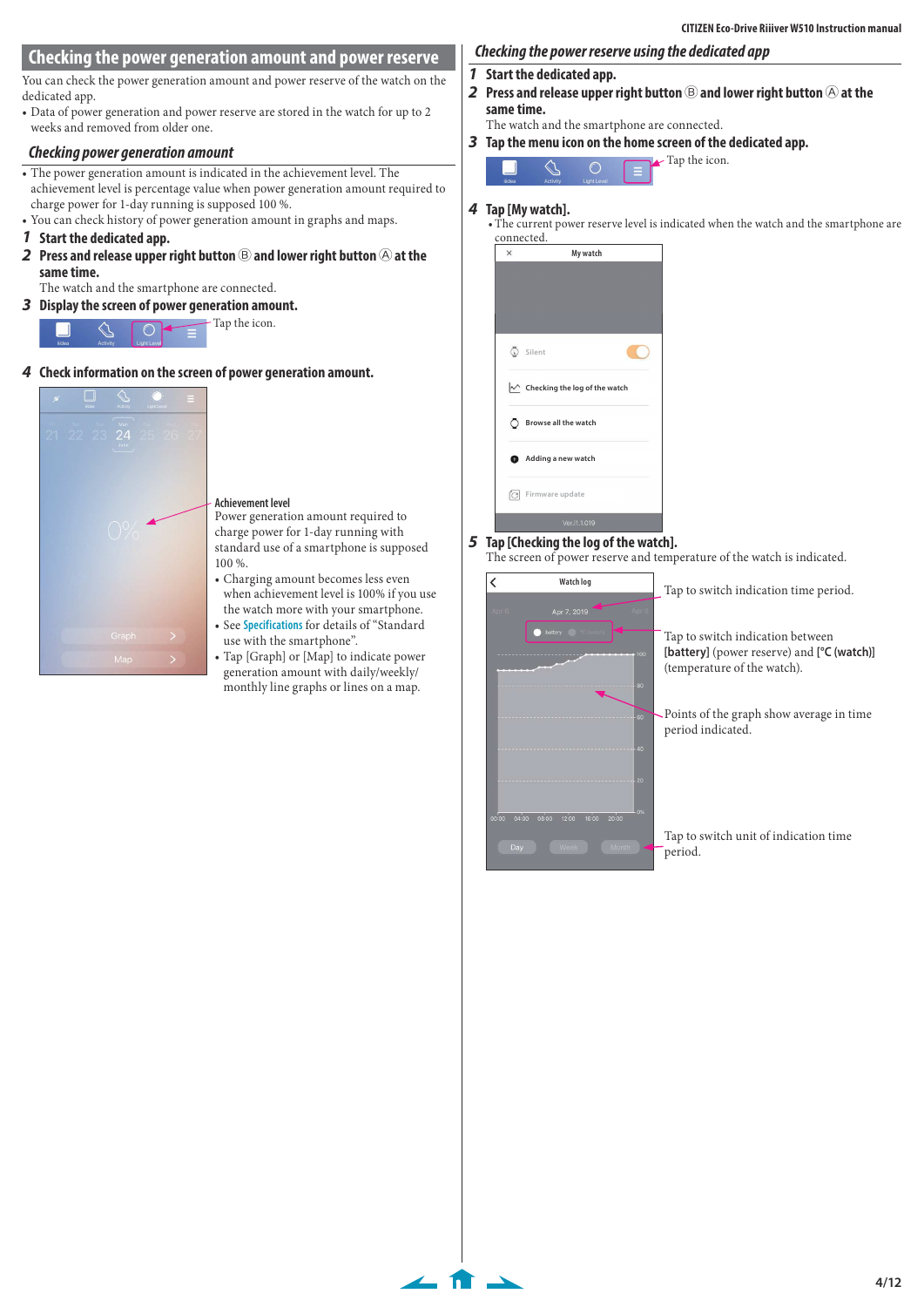## Checking the power generation amount and power reserve

You can check the power generation amount and power reserve of the watch on the dedicated app.

- Data of power generation and power reserve are stored in the watch for up to 2 weeks and removed from older one.

### Checking power generation amount

- The power generation amount is indicated in the achievement level. The achievement level is percentage value when power generation amount required to charge power for 1-day running is supposed 100 %.
- You can check history of power generation amount in graphs and maps.

**1 Start the dedicated app.**

**2 Press and release upper right button Ⓑ and lower right button Ⓐ at the same time.**

The watch and the smartphone are connected.

**3 Display the screen of power generation amount.**

Tap the icon.

**4 Check information on the screen of power generation amount.**

Achievement level

Power generation amount required to charge power for 1-day running with standard use of a smartphone is supposed 100 %.

- Charging amount becomes less even when achievement level is 100% if you use the watch more with your smartphone.
- See Specifications for details of "Standard use with the smartphone".
- Tap [Graph] or [Map] to indicate power generation amount with daily/weekly/monthly line graphs or lines on a map.

### Checking the power reserve using the dedicated app

**1 Start the dedicated app.**

**2 Press and release upper right button Ⓑ and lower right button Ⓐ at the same time.**

The watch and the smartphone are connected.

**3 Tap the menu icon on the home screen of the dedicated app.**

Tap the icon.

**4 Tap [My watch].**

- The current power reserve level is indicated when the watch and the smartphone are connected.

**5 Tap [Checking the log of the watch].**

The screen of power reserve and temperature of the watch is indicated.

Tap to switch indication time period.

Tap to switch indication between **[battery]** (power reserve) and **[°C (watch)]** (temperature of the watch).

Points of the graph show average in time period indicated.

Tap to switch unit of indication time period.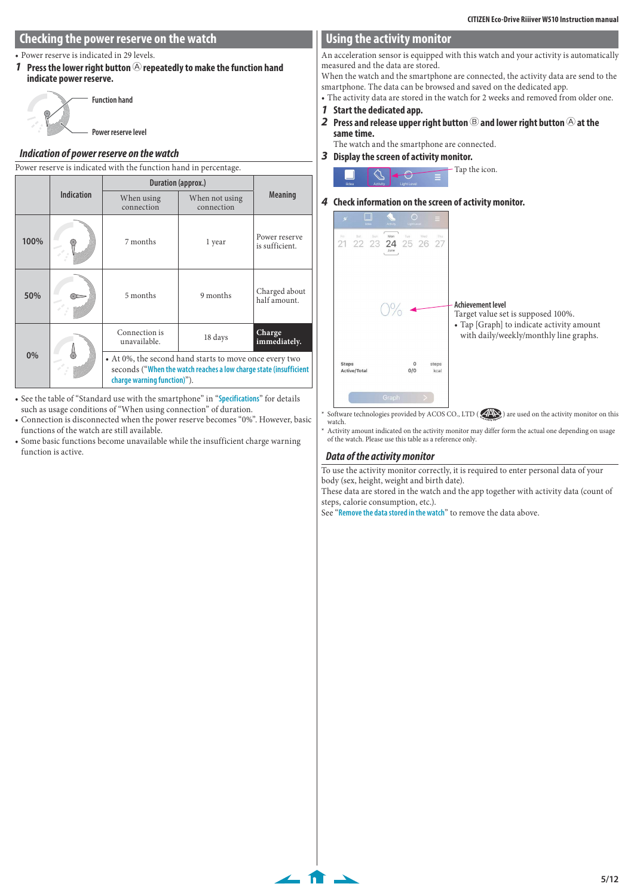## Checking the power reserve on the watch

- Power reserve is indicated in 29 levels.

**1** **Press the lower right button Ⓐ repeatedly to make the function hand indicate power reserve.**

Function hand

Power reserve level

### *Indication of power reserve on the watch*

Power reserve is indicated with the function hand in percentage.

| | Indication | Duration (approx.) | | Meaning |
|---|---|---|---|---|
| | | When using connection | When not using connection | |
| 100% | | 7 months | 1 year | Power reserve is sufficient. |
| 50% | | 5 months | 9 months | Charged about half amount. |
| 0% | | Connection is unavailable. | 18 days | **Charge immediately.** |
| | | • At 0%, the second hand starts to move once every two seconds ("When the watch reaches a low charge state (insufficient charge warning function)"). | | |

- See the table of "Standard use with the smartphone" in "Specifications" for details such as usage conditions of "When using connection" of duration.
- Connection is disconnected when the power reserve becomes "0%". However, basic functions of the watch are still available.
- Some basic functions become unavailable while the insufficient charge warning function is active.

## Using the activity monitor

An acceleration sensor is equipped with this watch and your activity is automatically measured and the data are stored.

When the watch and the smartphone are connected, the activity data are send to the smartphone. The data can be browsed and saved on the dedicated app.

- The activity data are stored in the watch for 2 weeks and removed from older one.

**1** **Start the dedicated app.**

**2** **Press and release upper right button Ⓑ and lower right button Ⓐ at the same time.**

The watch and the smartphone are connected.

**3** **Display the screen of activity monitor.**

Tap the icon.

**4** **Check information on the screen of activity monitor.**

Achievement level

Target value set is supposed 100%.

- Tap [Graph] to indicate activity amount with daily/weekly/monthly line graphs.

\* Software technologies provided by ACOS CO., LTD ( ) are used on the activity monitor on this watch.

\* Activity amount indicated on the activity monitor may differ form the actual one depending on usage of the watch. Please use this table as a reference only.

### *Data of the activity monitor*

To use the activity monitor correctly, it is required to enter personal data of your body (sex, height, weight and birth date).

These data are stored in the watch and the app together with activity data (count of steps, calorie consumption, etc.).

See "Remove the data stored in the watch" to remove the data above.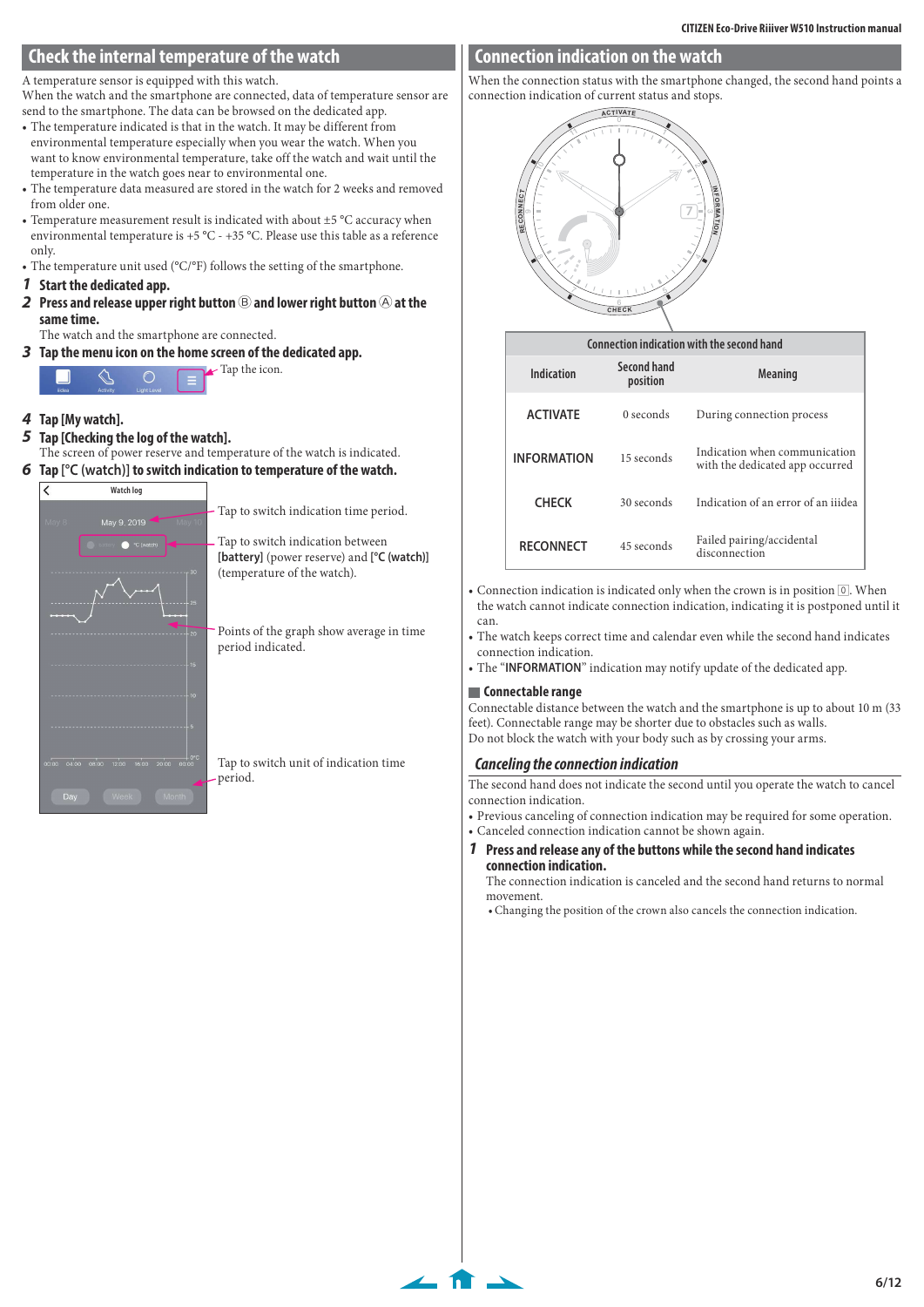## Check the internal temperature of the watch

A temperature sensor is equipped with this watch.
When the watch and the smartphone are connected, data of temperature sensor are send to the smartphone. The data can be browsed on the dedicated app.

- The temperature indicated is that in the watch. It may be different from environmental temperature especially when you wear the watch. When you want to know environmental temperature, take off the watch and wait until the temperature in the watch goes near to environmental one.
- The temperature data measured are stored in the watch for 2 weeks and removed from older one.
- Temperature measurement result is indicated with about ±5 °C accuracy when environmental temperature is +5 °C - +35 °C. Please use this table as a reference only.
- The temperature unit used (°C/°F) follows the setting of the smartphone.

**1 Start the dedicated app.**

**2 Press and release upper right button Ⓑ and lower right button Ⓐ at the same time.**

The watch and the smartphone are connected.

**3 Tap the menu icon on the home screen of the dedicated app.**

Tap the icon.

**4 Tap [My watch].**

**5 Tap [Checking the log of the watch].**

The screen of power reserve and temperature of the watch is indicated.

**6 Tap [°C (watch)] to switch indication to temperature of the watch.**

Tap to switch indication time period.

Tap to switch indication between **[battery]** (power reserve) and **[°C (watch)]** (temperature of the watch).

Points of the graph show average in time period indicated.

Tap to switch unit of indication time period.

## Connection indication on the watch

When the connection status with the smartphone changed, the second hand points a connection indication of current status and stops.

| Indication | Second hand position | Meaning |
|---|---|---|
| ACTIVATE | 0 seconds | During connection process |
| INFORMATION | 15 seconds | Indication when communication with the dedicated app occurred |
| CHECK | 30 seconds | Indication of an error of an iiidea |
| RECONNECT | 45 seconds | Failed pairing/accidental disconnection |

- Connection indication is indicated only when the crown is in position [0]. When the watch cannot indicate connection indication, indicating it is postponed until it can.
- The watch keeps correct time and calendar even while the second hand indicates connection indication.
- The "**INFORMATION**" indication may notify update of the dedicated app.

### Connectable range

Connectable distance between the watch and the smartphone is up to about 10 m (33 feet). Connectable range may be shorter due to obstacles such as walls.
Do not block the watch with your body such as by crossing your arms.

### *Canceling the connection indication*

The second hand does not indicate the second until you operate the watch to cancel connection indication.

- Previous canceling of connection indication may be required for some operation.
- Canceled connection indication cannot be shown again.

**1 Press and release any of the buttons while the second hand indicates connection indication.**

The connection indication is canceled and the second hand returns to normal movement.

- Changing the position of the crown also cancels the connection indication.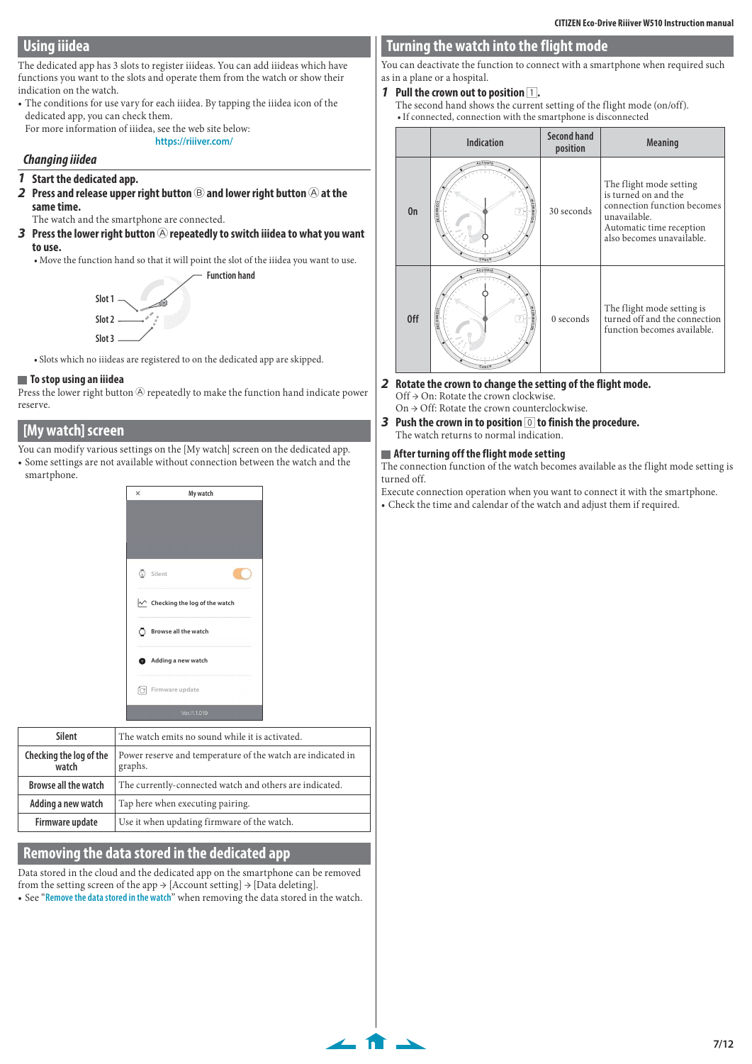## Using iiidea

The dedicated app has 3 slots to register iiideas. You can add iiideas which have functions you want to the slots and operate them from the watch or show their indication on the watch.

- The conditions for use vary for each iiidea. By tapping the iiidea icon of the dedicated app, you can check them.
  For more information of iiidea, see the web site below:
  https://riiiver.com/

### Changing iiidea

1. **Start the dedicated app.**
2. **Press and release upper right button Ⓑ and lower right button Ⓐ at the same time.**
   The watch and the smartphone are connected.
3. **Press the lower right button Ⓐ repeatedly to switch iiidea to what you want to use.**
   - Move the function hand so that it will point the slot of the iiidea you want to use.

Function hand

Slot 1

Slot 2

Slot 3

- Slots which no iiideas are registered to on the dedicated app are skipped.

#### To stop using an iiidea

Press the lower right button Ⓐ repeatedly to make the function hand indicate power reserve.

## [My watch] screen

You can modify various settings on the [My watch] screen on the dedicated app.

- Some settings are not available without connection between the watch and the smartphone.

My watch

Silent

Checking the log of the watch

Browse all the watch

Adding a new watch

Firmware update

Ver.1.1.019

| | |
|---|---|
| Silent | The watch emits no sound while it is activated. |
| Checking the log of the watch | Power reserve and temperature of the watch are indicated in graphs. |
| Browse all the watch | The currently-connected watch and others are indicated. |
| Adding a new watch | Tap here when executing pairing. |
| Firmware update | Use it when updating firmware of the watch. |

## Removing the data stored in the dedicated app

Data stored in the cloud and the dedicated app on the smartphone can be removed from the setting screen of the app → [Account setting] → [Data deleting].

- See "Remove the data stored in the watch" when removing the data stored in the watch.

## Turning the watch into the flight mode

You can deactivate the function to connect with a smartphone when required such as in a plane or a hospital.

1. **Pull the crown out to position 1.**
   The second hand shows the current setting of the flight mode (on/off).
   - If connected, connection with the smartphone is disconnected

| | Indication | Second hand position | Meaning |
|---|---|---|---|
| On | | 30 seconds | The flight mode setting is turned on and the connection function becomes unavailable. Automatic time reception also becomes unavailable. |
| Off | | 0 seconds | The flight mode setting is turned off and the connection function becomes available. |

2. **Rotate the crown to change the setting of the flight mode.**
   Off → On: Rotate the crown clockwise.
   On → Off: Rotate the crown counterclockwise.
3. **Push the crown in to position 0 to finish the procedure.**
   The watch returns to normal indication.

#### After turning off the flight mode setting

The connection function of the watch becomes available as the flight mode setting is turned off.

Execute connection operation when you want to connect it with the smartphone.

- Check the time and calendar of the watch and adjust them if required.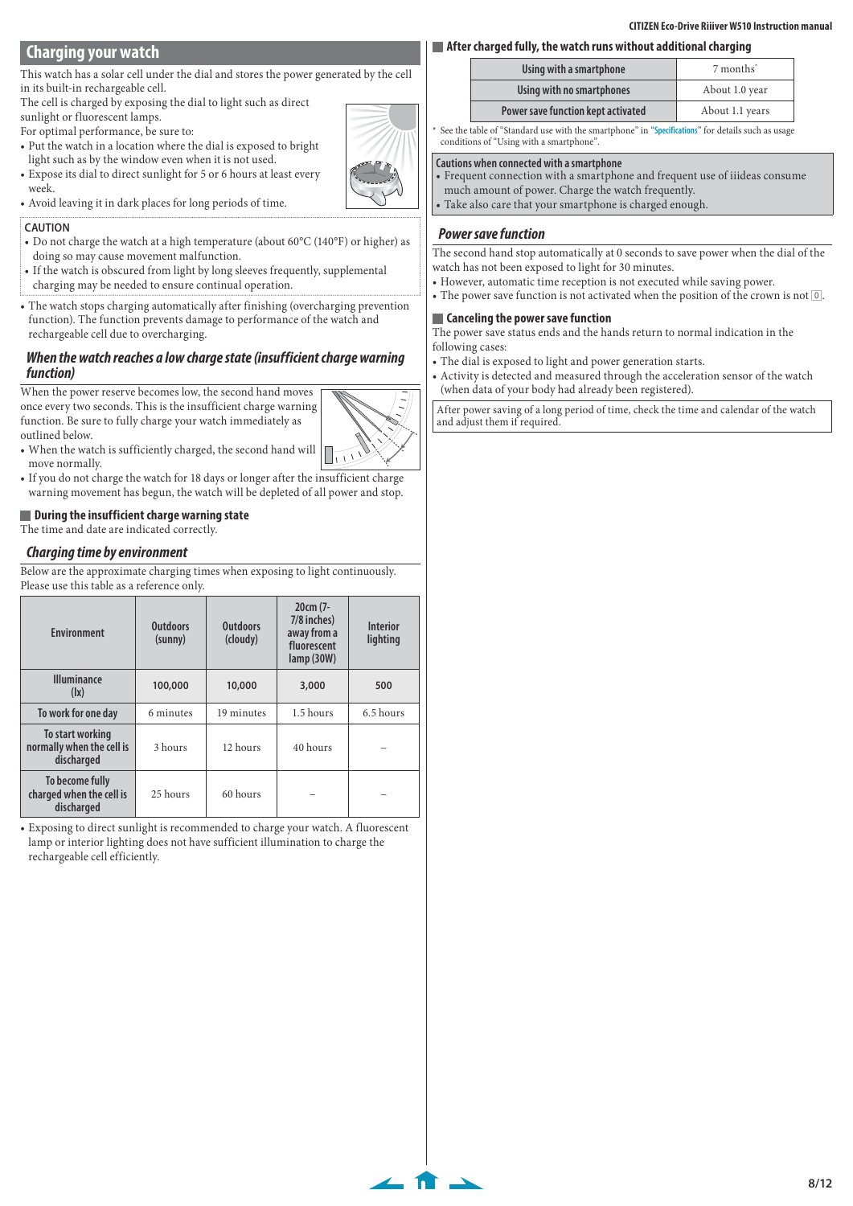## Charging your watch

This watch has a solar cell under the dial and stores the power generated by the cell in its built-in rechargeable cell.

The cell is charged by exposing the dial to light such as direct sunlight or fluorescent lamps.

For optimal performance, be sure to:

- Put the watch in a location where the dial is exposed to bright light such as by the window even when it is not used.
- Expose its dial to direct sunlight for 5 or 6 hours at least every week.
- Avoid leaving it in dark places for long periods of time.

CAUTION

- Do not charge the watch at a high temperature (about 60°C (140°F) or higher) as doing so may cause movement malfunction.
- If the watch is obscured from light by long sleeves frequently, supplemental charging may be needed to ensure continual operation.

- The watch stops charging automatically after finishing (overcharging prevention function). The function prevents damage to performance of the watch and rechargeable cell due to overcharging.

### *When the watch reaches a low charge state (insufficient charge warning function)*

When the power reserve becomes low, the second hand moves once every two seconds. This is the insufficient charge warning function. Be sure to fully charge your watch immediately as outlined below.

- When the watch is sufficiently charged, the second hand will move normally.
- If you do not charge the watch for 18 days or longer after the insufficient charge warning movement has begun, the watch will be depleted of all power and stop.

#### During the insufficient charge warning state

The time and date are indicated correctly.

### *Charging time by environment*

Below are the approximate charging times when exposing to light continuously. Please use this table as a reference only.

| Environment | Outdoors (sunny) | Outdoors (cloudy) | 20cm (7-7/8 inches) away from a fluorescent lamp (30W) | Interior lighting |
|---|---|---|---|---|
| Illuminance (lx) | 100,000 | 10,000 | 3,000 | 500 |
| To work for one day | 6 minutes | 19 minutes | 1.5 hours | 6.5 hours |
| To start working normally when the cell is discharged | 3 hours | 12 hours | 40 hours | – |
| To become fully charged when the cell is discharged | 25 hours | 60 hours | – | – |

- Exposing to direct sunlight is recommended to charge your watch. A fluorescent lamp or interior lighting does not have sufficient illumination to charge the rechargeable cell efficiently.

#### After charged fully, the watch runs without additional charging

| | |
|---|---|
| Using with a smartphone | 7 months* |
| Using with no smartphones | About 1.0 year |
| Power save function kept activated | About 1.1 years |

\* See the table of "Standard use with the smartphone" in "Specifications" for details such as usage conditions of "Using with a smartphone".

**Cautions when connected with a smartphone**

- Frequent connection with a smartphone and frequent use of iiideas consume much amount of power. Charge the watch frequently.
- Take also care that your smartphone is charged enough.

### *Power save function*

The second hand stop automatically at 0 seconds to save power when the dial of the watch has not been exposed to light for 30 minutes.

- However, automatic time reception is not executed while saving power.
- The power save function is not activated when the position of the crown is not [0].

#### Canceling the power save function

The power save status ends and the hands return to normal indication in the following cases:

- The dial is exposed to light and power generation starts.
- Activity is detected and measured through the acceleration sensor of the watch (when data of your body had already been registered).

After power saving of a long period of time, check the time and calendar of the watch and adjust them if required.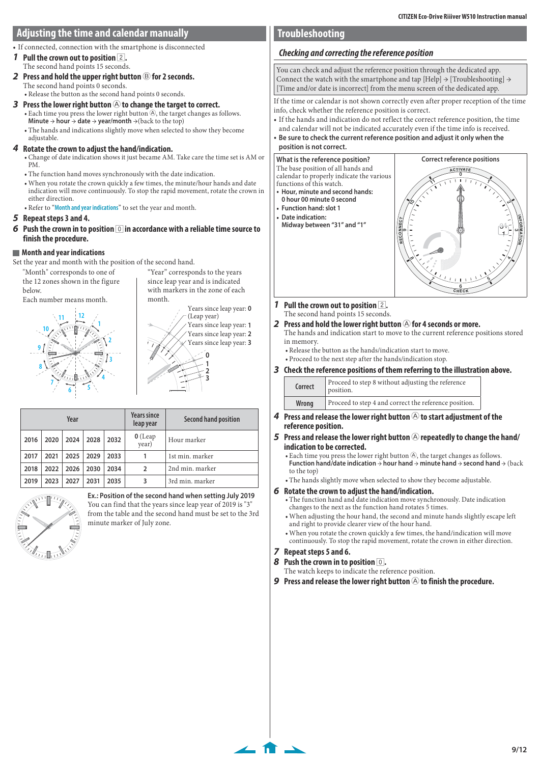## Adjusting the time and calendar manually

- If connected, connection with the smartphone is disconnected

**1 Pull the crown out to position [2].**
The second hand points 15 seconds.

**2 Press and hold the upper right button Ⓑ for 2 seconds.**
The second hand points 0 seconds.
- Release the button as the second hand points 0 seconds.

**3 Press the lower right button Ⓐ to change the target to correct.**
- Each time you press the lower right button Ⓐ, the target changes as follows.
  **Minute** → **hour** → **date** → **year/month** →(back to the top)
- The hands and indications slightly move when selected to show they become adjustable.

**4 Rotate the crown to adjust the hand/indication.**
- Change of date indication shows it just became AM. Take care the time set is AM or PM.
- The function hand moves synchronously with the date indication.
- When you rotate the crown quickly a few times, the minute/hour hands and date indication will move continuously. To stop the rapid movement, rotate the crown in either direction.
- Refer to "Month and year indications" to set the year and month.

**5 Repeat steps 3 and 4.**

**6 Push the crown in to position [0] in accordance with a reliable time source to finish the procedure.**

### Month and year indications

Set the year and month with the position of the second hand.

"Month" corresponds to one of the 12 zones shown in the figure below.
Each number means month.

"Year" corresponds to the years since leap year and is indicated with markers in the zone of each month.

Years since leap year: **0** (Leap year)
Years since leap year: **1**
Years since leap year: **2**
Years since leap year: **3**

| Year | | | | | Years since leap year | Second hand position |
|---|---|---|---|---|---|---|
| 2016 | 2020 | 2024 | 2028 | 2032 | **0** (Leap year) | Hour marker |
| 2017 | 2021 | 2025 | 2029 | 2033 | 1 | 1st min. marker |
| 2018 | 2022 | 2026 | 2030 | 2034 | 2 | 2nd min. marker |
| 2019 | 2023 | 2027 | 2031 | 2035 | 3 | 3rd min. marker |

**Ex.: Position of the second hand when setting July 2019**
You can find that the years since leap year of 2019 is "3" from the table and the second hand must be set to the 3rd minute marker of July zone.

## Troubleshooting

### *Checking and correcting the reference position*

You can check and adjust the reference position through the dedicated app.
Connect the watch with the smartphone and tap [Help] → [Troubleshooting] → [Time and/or date is incorrect] from the menu screen of the dedicated app.

If the time or calendar is not shown correctly even after proper reception of the time info, check whether the reference position is correct.
- If the hands and indication do not reflect the correct reference position, the time and calendar will not be indicated accurately even if the time info is received.
- **Be sure to check the current reference position and adjust it only when the position is not correct.**

| What is the reference position? | Correct reference positions |
|---|---|
| The base position of all hands and calendar to properly indicate the various functions of this watch.<br>• **Hour, minute and second hands: 0 hour 00 minute 0 second**<br>• **Function hand: slot 1**<br>• **Date indication: Midway between "31" and "1"** | |

**1 Pull the crown out to position [2].**
The second hand points 15 seconds.

**2 Press and hold the lower right button Ⓐ for 4 seconds or more.**
The hands and indication start to move to the current reference positions stored in memory.
- Release the button as the hands/indication start to move.
- Proceed to the next step after the hands/indication stop.

**3 Check the reference positions of them referring to the illustration above.**

| | |
|---|---|
| Correct | Proceed to step 8 without adjusting the reference position. |
| Wrong | Proceed to step 4 and correct the reference position. |

**4 Press and release the lower right button Ⓐ to start adjustment of the reference position.**

**5 Press and release the lower right button Ⓐ repeatedly to change the hand/indication to be corrected.**
- Each time you press the lower right button Ⓐ, the target changes as follows.
  **Function hand/date indication** → **hour hand** → **minute hand** → **second hand** → (back to the top)
- The hands slightly move when selected to show they become adjustable.

**6 Rotate the crown to adjust the hand/indication.**
- The function hand and date indication move synchronously. Date indication changes to the next as the function hand rotates 5 times.
- When adjusting the hour hand, the second and minute hands slightly escape left and right to provide clearer view of the hour hand.
- When you rotate the crown quickly a few times, the hand/indication will move continuously. To stop the rapid movement, rotate the crown in either direction.

**7 Repeat steps 5 and 6.**

**8 Push the crown in to position [0].**
The watch keeps to indicate the reference position.

**9 Press and release the lower right button Ⓐ to finish the procedure.**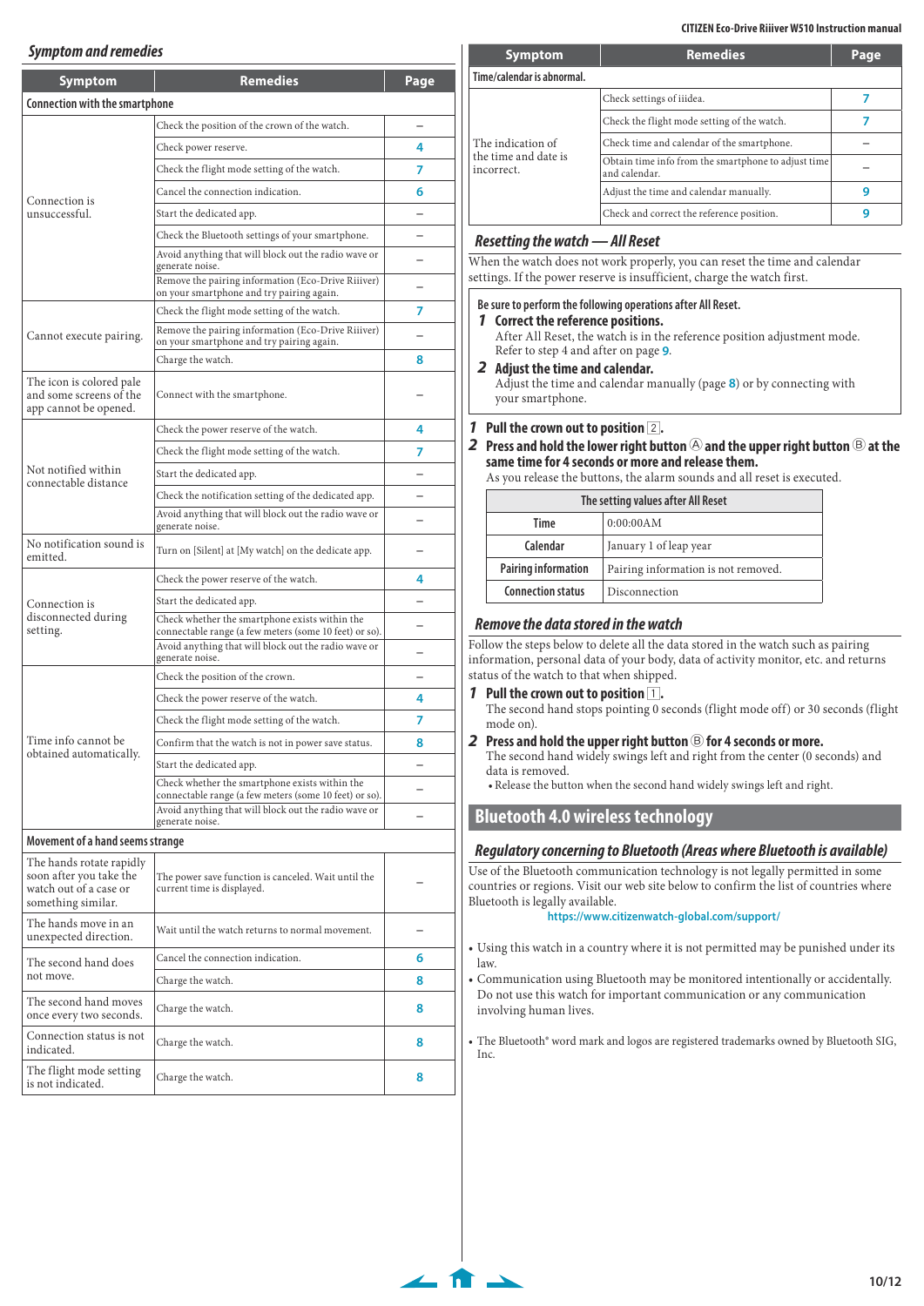## Symptom and remedies

| Symptom | Remedies | Page |
|---|---|---|
| **Connection with the smartphone** | | |
| Connection is unsuccessful. | Check the position of the crown of the watch. | – |
| | Check power reserve. | 4 |
| | Check the flight mode setting of the watch. | 7 |
| | Cancel the connection indication. | 6 |
| | Start the dedicated app. | – |
| | Check the Bluetooth settings of your smartphone. | – |
| | Avoid anything that will block out the radio wave or generate noise. | – |
| | Remove the pairing information (Eco-Drive Riiiver) on your smartphone and try pairing again. | – |
| Cannot execute pairing. | Check the flight mode setting of the watch. | 7 |
| | Remove the pairing information (Eco-Drive Riiiver) on your smartphone and try pairing again. | – |
| | Charge the watch. | 8 |
| The icon is colored pale and some screens of the app cannot be opened. | Connect with the smartphone. | – |
| Not notified within connectable distance | Check the power reserve of the watch. | 4 |
| | Check the flight mode setting of the watch. | 7 |
| | Start the dedicated app. | – |
| | Check the notification setting of the dedicated app. | – |
| | Avoid anything that will block out the radio wave or generate noise. | – |
| No notification sound is emitted. | Turn on [Silent] at [My watch] on the dedicate app. | – |
| Connection is disconnected during setting. | Check the power reserve of the watch. | 4 |
| | Start the dedicated app. | – |
| | Check whether the smartphone exists within the connectable range (a few meters (some 10 feet) or so). | – |
| | Avoid anything that will block out the radio wave or generate noise. | – |
| Time info cannot be obtained automatically. | Check the position of the crown. | – |
| | Check the power reserve of the watch. | 4 |
| | Check the flight mode setting of the watch. | 7 |
| | Confirm that the watch is not in power save status. | 8 |
| | Start the dedicated app. | – |
| | Check whether the smartphone exists within the connectable range (a few meters (some 10 feet) or so). | – |
| | Avoid anything that will block out the radio wave or generate noise. | – |
| **Movement of a hand seems strange** | | |
| The hands rotate rapidly soon after you take the watch out of a case or something similar. | The power save function is canceled. Wait until the current time is displayed. | – |
| The hands move in an unexpected direction. | Wait until the watch returns to normal movement. | – |
| The second hand does not move. | Cancel the connection indication. | 6 |
| | Charge the watch. | 8 |
| The second hand moves once every two seconds. | Charge the watch. | 8 |
| Connection status is not indicated. | Charge the watch. | 8 |
| The flight mode setting is not indicated. | Charge the watch. | 8 |
| **Time/calendar is abnormal.** | | |
| The indication of the time and date is incorrect. | Check settings of iiidea. | 7 |
| | Check the flight mode setting of the watch. | 7 |
| | Check time and calendar of the smartphone. | – |
| | Obtain time info from the smartphone to adjust time and calendar. | – |
| | Adjust the time and calendar manually. | 9 |
| | Check and correct the reference position. | 9 |

## Resetting the watch — All Reset

When the watch does not work properly, you can reset the time and calendar settings. If the power reserve is insufficient, charge the watch first.

**Be sure to perform the following operations after All Reset.**

1. **Correct the reference positions.**
   After All Reset, the watch is in the reference position adjustment mode. Refer to step 4 and after on page 9.
2. **Adjust the time and calendar.**
   Adjust the time and calendar manually (page 8) or by connecting with your smartphone.

1. **Pull the crown out to position [2].**
2. **Press and hold the lower right button Ⓐ and the upper right button Ⓑ at the same time for 4 seconds or more and release them.**
   As you release the buttons, the alarm sounds and all reset is executed.

| The setting values after All Reset | |
|---|---|
| Time | 0:00:00AM |
| Calendar | January 1 of leap year |
| Pairing information | Pairing information is not removed. |
| Connection status | Disconnection |

## Remove the data stored in the watch

Follow the steps below to delete all the data stored in the watch such as pairing information, personal data of your body, data of activity monitor, etc. and returns status of the watch to that when shipped.

1. **Pull the crown out to position [1].**
   The second hand stops pointing 0 seconds (flight mode off) or 30 seconds (flight mode on).
2. **Press and hold the upper right button Ⓑ for 4 seconds or more.**
   The second hand widely swings left and right from the center (0 seconds) and data is removed.
   - Release the button when the second hand widely swings left and right.

# Bluetooth 4.0 wireless technology

## Regulatory concerning to Bluetooth (Areas where Bluetooth is available)

Use of the Bluetooth communication technology is not legally permitted in some countries or regions. Visit our web site below to confirm the list of countries where Bluetooth is legally available.

https://www.citizenwatch-global.com/support/

- Using this watch in a country where it is not permitted may be punished under its law.
- Communication using Bluetooth may be monitored intentionally or accidentally. Do not use this watch for important communication or any communication involving human lives.

- The Bluetooth® word mark and logos are registered trademarks owned by Bluetooth SIG, Inc.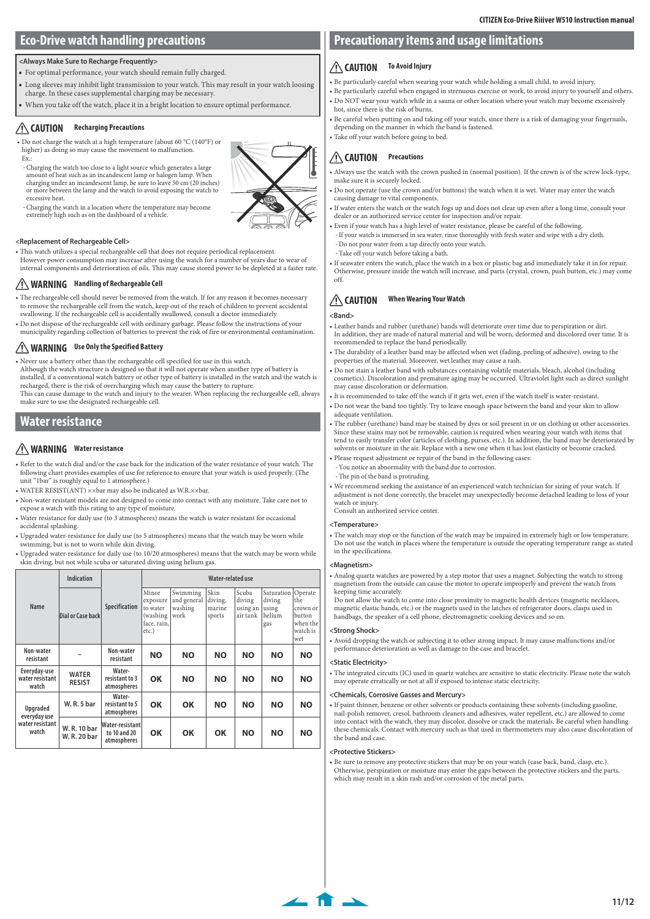## Eco-Drive watch handling precautions

**<Always Make Sure to Recharge Frequently>**

- For optimal performance, your watch should remain fully charged.
- Long sleeves may inhibit light transmission to your watch. This may result in your watch loosing charge. In these cases supplemental charging may be necessary.
- When you take off the watch, place it in a bright location to ensure optimal performance.

### ⚠ CAUTION Recharging Precautions

- Do not charge the watch at a high temperature (about 60 °C (140°F) or higher) as doing so may cause the movement to malfunction.
  Ex.:
  - Charging the watch too close to a light source which generates a large amount of heat such as an incandescent lamp or halogen lamp. When charging under an incandescent lamp, be sure to leave 50 cm (20 inches) or more between the lamp and the watch to avoid exposing the watch to excessive heat.
  - Charging the watch in a location where the temperature may become extremely high such as on the dashboard of a vehicle.

**<Replacement of Rechargeable Cell>**

- This watch utilizes a special rechargeable cell that does not require periodical replacement.
  However power consumption may increase after using the watch for a number of years due to wear of internal components and deterioration of oils. This may cause stored power to be depleted at a faster rate.

### ⚠ WARNING Handling of Rechargeable Cell

- The rechargeable cell should never be removed from the watch. If for any reason it becomes necessary to remove the rechargeable cell from the watch, keep out of the reach of children to prevent accidental swallowing. If the rechargeable cell is accidentally swallowed, consult a doctor immediately.
- Do not dispose of the rechargeable cell with ordinary garbage. Please follow the instructions of your municipality regarding collection of batteries to prevent the risk of fire or environmental contamination.

### ⚠ WARNING Use Only the Specified Battery

- Never use a battery other than the rechargeable cell specified for use in this watch.
  Although the watch structure is designed so that it will not operate when another type of battery is installed, if a conventional watch battery or other type of battery is installed in the watch and the watch is recharged, there is the risk of overcharging which may cause the battery to rupture.
  This can cause damage to the watch and injury to the wearer. When replacing the rechargeable cell, always make sure to use the designated rechargeable cell.

## Water resistance

### ⚠ WARNING Water resistance

- Refer to the watch dial and/or the case back for the indication of the water resistance of your watch. The following chart provides examples of use for reference to ensure that your watch is used properly. (The unit "1bar" is roughly equal to 1 atmosphere.)
- WATER RESIST(ANT) ××bar may also be indicated as W.R.××bar.
- Non-water resistant models are not designed to come into contact with any moisture. Take care not to expose a watch with this rating to any type of moisture.
- Water resistance for daily use (to 3 atmospheres) means the watch is water resistant for occasional accidental splashing.
- Upgraded water-resistance for daily use (to 5 atmospheres) means that the watch may be worn while swimming, but is not to worn while skin diving.
- Upgraded water-resistance for daily use (to 10/20 atmospheres) means that the watch may be worn while skin diving, but not while scuba or saturated diving using helium gas.

| Name | Indication | Specification | Water-related use | | | | | |
|---|---|---|---|---|---|---|---|---|
| | Dial or Case back | | Minor exposure to water (washing face, rain, etc.) | Swimming and general washing work | Skin diving, marine sports | Scuba diving using an air tank | Saturation diving using helium gas | Operate the crown or button when the watch is wet |
| Non-water resistant | – | Non-water resistant | NO | NO | NO | NO | NO | NO |
| Everyday-use water resistant watch | WATER RESIST | Water-resistant to 3 atmospheres | OK | NO | NO | NO | NO | NO |
| Upgraded everyday use water resistant watch | W. R. 5 bar | Water-resistant to 5 atmospheres | OK | OK | NO | NO | NO | NO |
| | W. R. 10 bar W. R. 20 bar | Water-resistant to 10 and 20 atmospheres | OK | OK | OK | NO | NO | NO |

## Precautionary items and usage limitations

### ⚠ CAUTION To Avoid Injury

- Be particularly careful when wearing your watch while holding a small child, to avoid injury.
- Be particularly careful when engaged in strenuous exercise or work, to avoid injury to yourself and others.
- Do NOT wear your watch while in a sauna or other location where your watch may become excessively hot, since there is the risk of burns.
- Be careful when putting on and taking off your watch, since there is a risk of damaging your fingernails, depending on the manner in which the band is fastened.
- Take off your watch before going to bed.

### ⚠ CAUTION Precautions

- Always use the watch with the crown pushed in (normal position). If the crown is of the screw lock-type, make sure it is securely locked.
- Do not operate (use the crown and/or buttons) the watch when it is wet. Water may enter the watch causing damage to vital components.
- If water enters the watch or the watch fogs up and does not clear up even after a long time, consult your dealer or an authorized service center for inspection and/or repair.
- Even if your watch has a high level of water resistance, please be careful of the following.
  - If your watch is immersed in sea water, rinse thoroughly with fresh water and wipe with a dry cloth.
  - Do not pour water from a tap directly onto your watch.
  - Take off your watch before taking a bath.
- If seawater enters the watch, place the watch in a box or plastic bag and immediately take it in for repair. Otherwise, pressure inside the watch will increase, and parts (crystal, crown, push button, etc.) may come off.

### ⚠ CAUTION When Wearing Your Watch

**<Band>**

- Leather bands and rubber (urethane) bands will deteriorate over time due to perspiration or dirt.
  In addition, they are made of natural material and will be worn, deformed and discolored over time. It is recommended to replace the band periodically.
- The durability of a leather band may be affected when wet (fading, peeling of adhesive), owing to the properties of the material. Moreover, wet leather may cause a rash.
- Do not stain a leather band with substances containing volatile materials, bleach, alcohol (including cosmetics). Discoloration and premature aging may be occurred. Ultraviolet light such as direct sunlight may cause discoloration or deformation.
- It is recommended to take off the watch if it gets wet, even if the watch itself is water-resistant.
- Do not wear the band too tightly. Try to leave enough space between the band and your skin to allow adequate ventilation.
- The rubber (urethane) band may be stained by dyes or soil present in or on clothing or other accessories. Since these stains may not be removable, caution is required when wearing your watch with items that tend to easily transfer color (articles of clothing, purses, etc.). In addition, the band may be deteriorated by solvents or moisture in the air. Replace with a new one when it has lost elasticity or become cracked.
- Please request adjustment or repair of the band in the following cases:
  - You notice an abnormality with the band due to corrosion.
  - The pin of the band is protruding.
- We recommend seeking the assistance of an experienced watch technician for sizing of your watch. If adjustment is not done correctly, the bracelet may unexpectedly become detached leading to loss of your watch or injury.
  Consult an authorized service center.

**<Temperature>**

- The watch may stop or the function of the watch may be impaired in extremely high or low temperature. Do not use the watch in places where the temperature is outside the operating temperature range as stated in the specifications.

**<Magnetism>**

- Analog quartz watches are powered by a step motor that uses a magnet. Subjecting the watch to strong magnetism from the outside can cause the motor to operate improperly and prevent the watch from keeping time accurately.
  Do not allow the watch to come into close proximity to magnetic health devices (magnetic necklaces, magnetic elastic bands, etc.) or the magnets used in the latches of refrigerator doors, clasps used in handbags, the speaker of a cell phone, electromagnetic cooking devices and so on.

**<Strong Shock>**

- Avoid dropping the watch or subjecting it to other strong impact. It may cause malfunctions and/or performance deterioration as well as damage to the case and bracelet.

**<Static Electricity>**

- The integrated circuits (IC) used in quartz watches are sensitive to static electricity. Please note the watch may operate erratically or not at all if exposed to intense static electricity.

**<Chemicals, Corrosive Gasses and Mercury>**

- If paint thinner, benzene or other solvents or products containing these solvents (including gasoline, nail-polish remover, cresol, bathroom cleaners and adhesives, water repellent, etc.) are allowed to come into contact with the watch, they may discolor, dissolve or crack the materials. Be careful when handling these chemicals. Contact with mercury such as that used in thermometers may also cause discoloration of the band and case.

**<Protective Stickers>**

- Be sure to remove any protective stickers that may be on your watch (case back, band, clasp, etc.). Otherwise, perspiration or moisture may enter the gaps between the protective stickers and the parts, which may result in a skin rash and/or corrosion of the metal parts.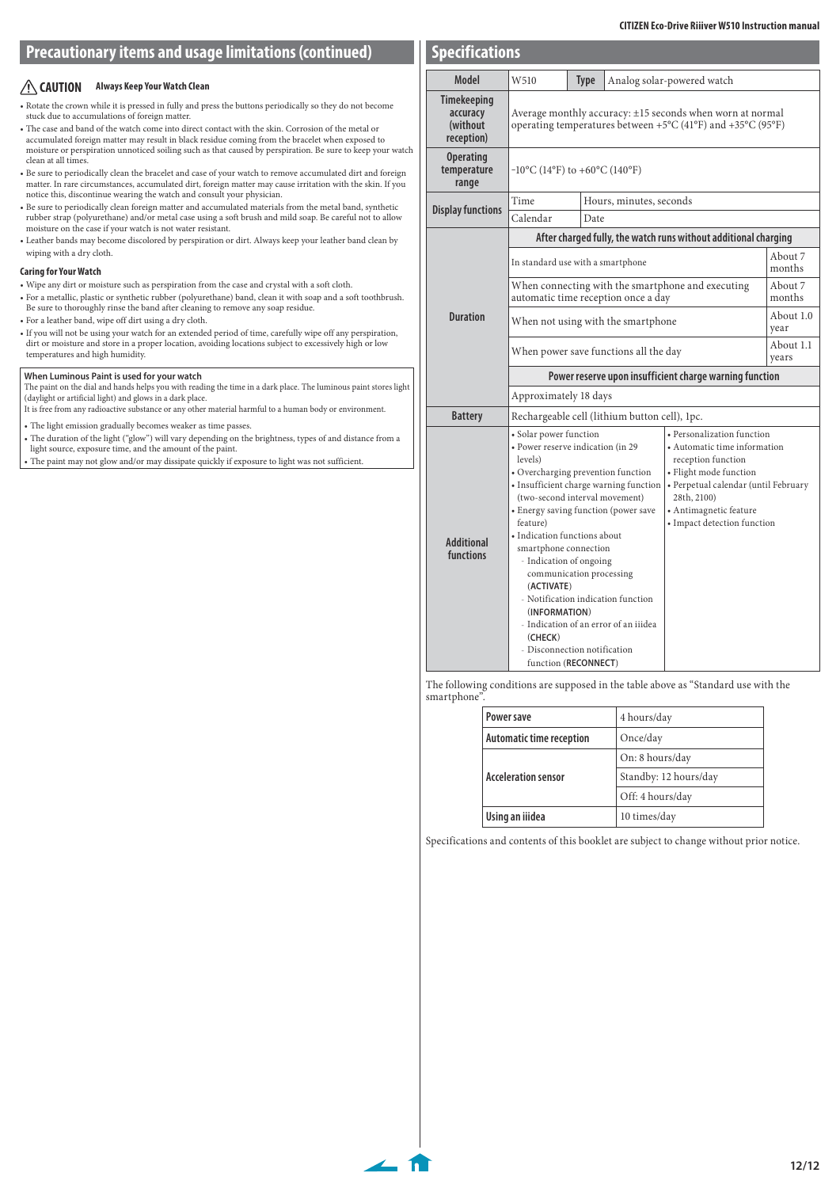## Precautionary items and usage limitations (continued)

### ⚠ CAUTION **Always Keep Your Watch Clean**

- Rotate the crown while it is pressed in fully and press the buttons periodically so they do not become stuck due to accumulations of foreign matter.
- The case and band of the watch come into direct contact with the skin. Corrosion of the metal or accumulated foreign matter may result in black residue coming from the bracelet when exposed to moisture or perspiration unnoticed soiling such as that caused by perspiration. Be sure to keep your watch clean at all times.
- Be sure to periodically clean the bracelet and case of your watch to remove accumulated dirt and foreign matter. In rare circumstances, accumulated dirt, foreign matter may cause irritation with the skin. If you notice this, discontinue wearing the watch and consult your physician.
- Be sure to periodically clean foreign matter and accumulated materials from the metal band, synthetic rubber strap (polyurethane) and/or metal case using a soft brush and mild soap. Be careful not to allow moisture on the case if your watch is not water resistant.
- Leather bands may become discolored by perspiration or dirt. Always keep your leather band clean by wiping with a dry cloth.

#### Caring for Your Watch

- Wipe any dirt or moisture such as perspiration from the case and crystal with a soft cloth.
- For a metallic, plastic or synthetic rubber (polyurethane) band, clean it with soap and a soft toothbrush. Be sure to thoroughly rinse the band after cleaning to remove any soap residue.
- For a leather band, wipe off dirt using a dry cloth.
- If you will not be using your watch for an extended period of time, carefully wipe off any perspiration, dirt or moisture and store in a proper location, avoiding locations subject to excessively high or low temperatures and high humidity.

**When Luminous Paint is used for your watch**

The paint on the dial and hands helps you with reading the time in a dark place. The luminous paint stores light (daylight or artificial light) and glows in a dark place.
It is free from any radioactive substance or any other material harmful to a human body or environment.

- The light emission gradually becomes weaker as time passes.
- The duration of the light ("glow") will vary depending on the brightness, types of and distance from a light source, exposure time, and the amount of the paint.
- The paint may not glow and/or may dissipate quickly if exposure to light was not sufficient.

## Specifications

| | | | |
|---|---|---|---|
| **Model** | W510 | **Type** | Analog solar-powered watch |
| **Timekeeping accuracy (without reception)** | Average monthly accuracy: ±15 seconds when worn at normal operating temperatures between +5°C (41°F) and +35°C (95°F) | | |
| **Operating temperature range** | -10°C (14°F) to +60°C (140°F) | | |
| **Display functions** | Time | Hours, minutes, seconds | |
| | Calendar | Date | |
| **Duration** | **After charged fully, the watch runs without additional charging** | | |
| | In standard use with a smartphone | | About 7 months |
| | When connecting with the smartphone and executing automatic time reception once a day | | About 7 months |
| | When not using with the smartphone | | About 1.0 year |
| | When power save functions all the day | | About 1.1 years |
| | **Power reserve upon insufficient charge warning function** | | |
| | Approximately 18 days | | |
| **Battery** | Rechargeable cell (lithium button cell), 1pc. | | |
| **Additional functions** | • Solar power function<br>• Power reserve indication (in 29 levels)<br>• Overcharging prevention function<br>• Insufficient charge warning function (two-second interval movement)<br>• Energy saving function (power save feature)<br>• Indication functions about smartphone connection<br>- Indication of ongoing communication processing (**ACTIVATE**)<br>- Notification indication function (**INFORMATION**)<br>- Indication of an error of an iiidea (**CHECK**)<br>- Disconnection notification function (**RECONNECT**) | • Personalization function<br>• Automatic time information reception function<br>• Flight mode function<br>• Perpetual calendar (until February 28th, 2100)<br>• Antimagnetic feature<br>• Impact detection function | |

The following conditions are supposed in the table above as "Standard use with the smartphone".

| | |
|---|---|
| **Power save** | 4 hours/day |
| **Automatic time reception** | Once/day |
| **Acceleration sensor** | On: 8 hours/day |
| | Standby: 12 hours/day |
| | Off: 4 hours/day |
| **Using an iiidea** | 10 times/day |

Specifications and contents of this booklet are subject to change without prior notice.